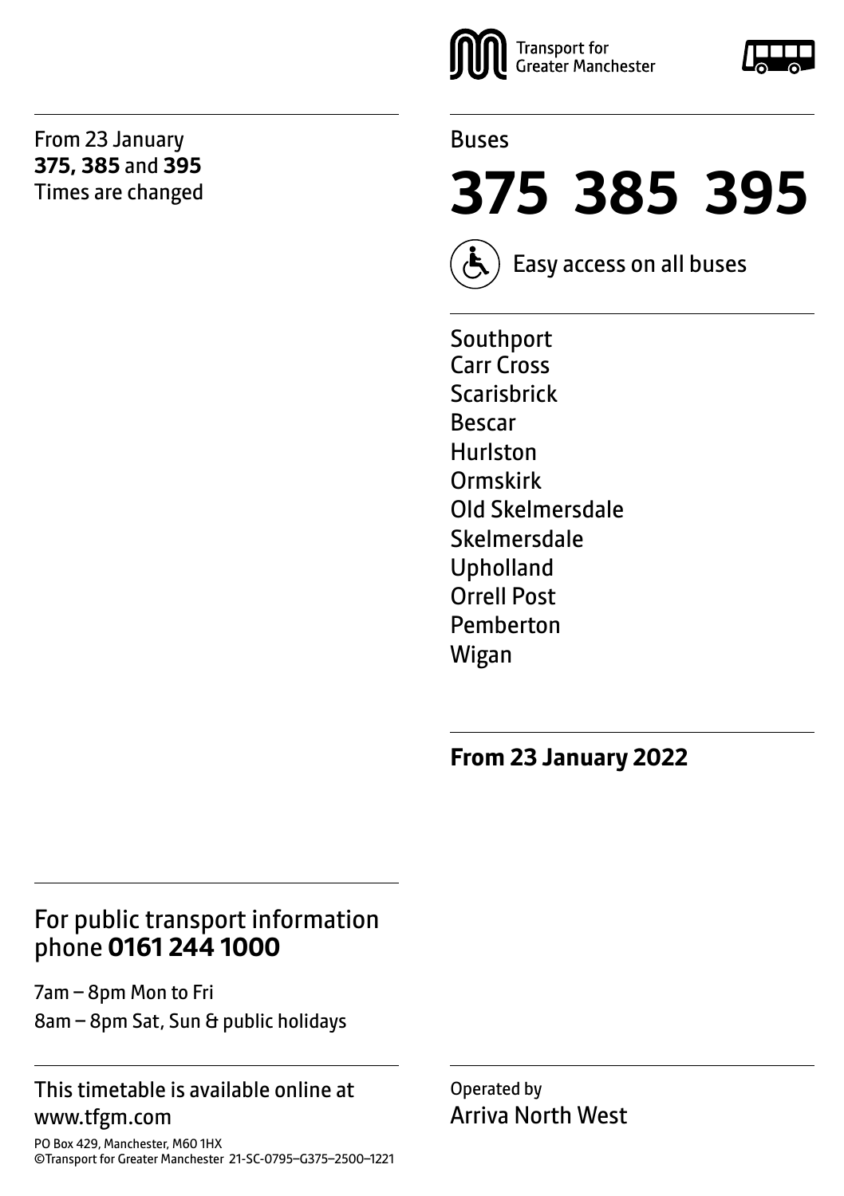From 23 January
**375, 385** and **395**
Times are changed

Transport for Greater Manchester

Buses

# 375 385 395

Easy access on all buses

Southport
Carr Cross
Scarisbrick
Bescar
Hurlston
Ormskirk
Old Skelmersdale
Skelmersdale
Upholland
Orrell Post
Pemberton
Wigan

**From 23 January 2022**

## For public transport information phone **0161 244 1000**

7am – 8pm Mon to Fri
8am – 8pm Sat, Sun & public holidays

This timetable is available online at www.tfgm.com

PO Box 429, Manchester, M60 1HX
©Transport for Greater Manchester 21-SC-0795–G375–2500–1221

Operated by
Arriva North West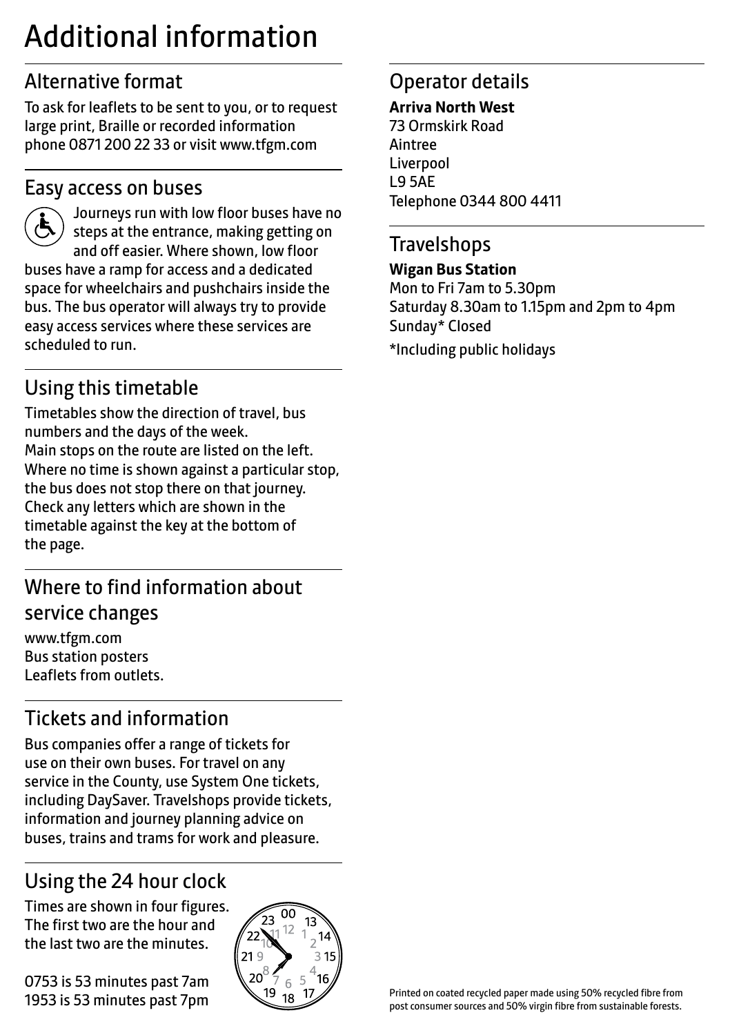# Additional information

## Alternative format

To ask for leaflets to be sent to you, or to request large print, Braille or recorded information phone 0871 200 22 33 or visit www.tfgm.com

## Easy access on buses

Journeys run with low floor buses have no steps at the entrance, making getting on and off easier. Where shown, low floor buses have a ramp for access and a dedicated space for wheelchairs and pushchairs inside the bus. The bus operator will always try to provide easy access services where these services are scheduled to run.

## Using this timetable

Timetables show the direction of travel, bus numbers and the days of the week.
Main stops on the route are listed on the left. Where no time is shown against a particular stop, the bus does not stop there on that journey. Check any letters which are shown in the timetable against the key at the bottom of the page.

## Where to find information about service changes

www.tfgm.com
Bus station posters
Leaflets from outlets.

## Tickets and information

Bus companies offer a range of tickets for use on their own buses. For travel on any service in the County, use System One tickets, including DaySaver. Travelshops provide tickets, information and journey planning advice on buses, trains and trams for work and pleasure.

## Using the 24 hour clock

Times are shown in four figures. The first two are the hour and the last two are the minutes.

0753 is 53 minutes past 7am
1953 is 53 minutes past 7pm

## Operator details

**Arriva North West**
73 Ormskirk Road
Aintree
Liverpool
L9 5AE
Telephone 0344 800 4411

## Travelshops

**Wigan Bus Station**
Mon to Fri 7am to 5.30pm
Saturday 8.30am to 1.15pm and 2pm to 4pm
Sunday* Closed

*Including public holidays

Printed on coated recycled paper made using 50% recycled fibre from post consumer sources and 50% virgin fibre from sustainable forests.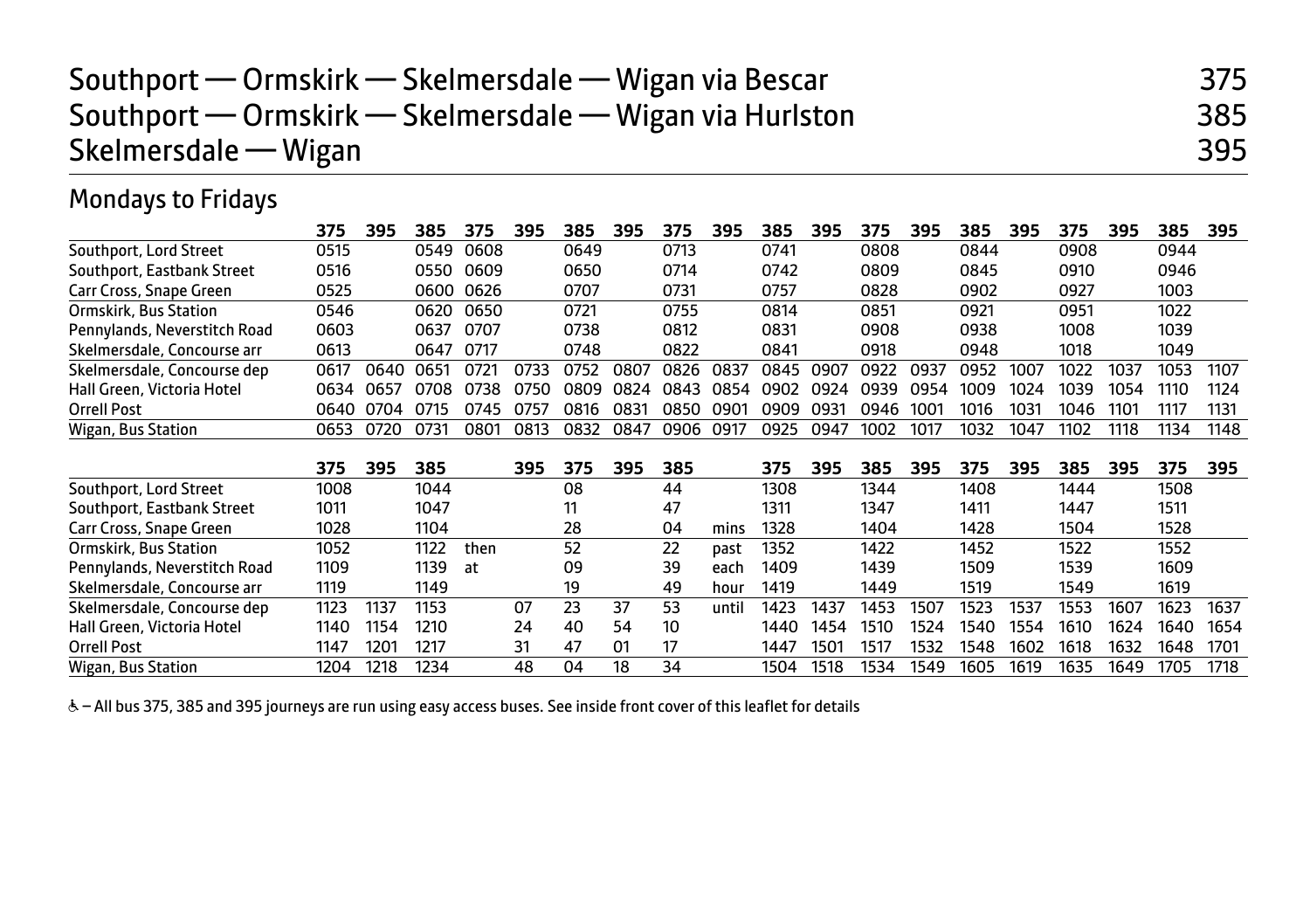# Southport — Ormskirk — Skelmersdale — Wigan via Bescar 375
# Southport — Ormskirk — Skelmersdale — Wigan via Hurlston 385
# Skelmersdale — Wigan 395

## Mondays to Fridays

| | 375 | 395 | 385 | 375 | 395 | 385 | 395 | 375 | 395 | 385 | 395 | 375 | 395 | 385 | 395 | 375 | 395 | 385 | 395 |
|---|---|---|---|---|---|---|---|---|---|---|---|---|---|---|---|---|---|---|---|
| Southport, Lord Street | 0515 | | 0549 | 0608 | | 0649 | | 0713 | | 0741 | | 0808 | | 0844 | | 0908 | | 0944 | |
| Southport, Eastbank Street | 0516 | | 0550 | 0609 | | 0650 | | 0714 | | 0742 | | 0809 | | 0845 | | 0910 | | 0946 | |
| Carr Cross, Snape Green | 0525 | | 0600 | 0626 | | 0707 | | 0731 | | 0757 | | 0828 | | 0902 | | 0927 | | 1003 | |
| Ormskirk, Bus Station | 0546 | | 0620 | 0650 | | 0721 | | 0755 | | 0814 | | 0851 | | 0921 | | 0951 | | 1022 | |
| Pennylands, Neverstitch Road | 0603 | | 0637 | 0707 | | 0738 | | 0812 | | 0831 | | 0908 | | 0938 | | 1008 | | 1039 | |
| Skelmersdale, Concourse arr | 0613 | | 0647 | 0717 | | 0748 | | 0822 | | 0841 | | 0918 | | 0948 | | 1018 | | 1049 | |
| Skelmersdale, Concourse dep | 0617 | 0640 | 0651 | 0721 | 0733 | 0752 | 0807 | 0826 | 0837 | 0845 | 0907 | 0922 | 0937 | 0952 | 1007 | 1022 | 1037 | 1053 | 1107 |
| Hall Green, Victoria Hotel | 0634 | 0657 | 0708 | 0738 | 0750 | 0809 | 0824 | 0843 | 0854 | 0902 | 0924 | 0939 | 0954 | 1009 | 1024 | 1039 | 1054 | 1110 | 1124 |
| Orrell Post | 0640 | 0704 | 0715 | 0745 | 0757 | 0816 | 0831 | 0850 | 0901 | 0909 | 0931 | 0946 | 1001 | 1016 | 1031 | 1046 | 1101 | 1117 | 1131 |
| Wigan, Bus Station | 0653 | 0720 | 0731 | 0801 | 0813 | 0832 | 0847 | 0906 | 0917 | 0925 | 0947 | 1002 | 1017 | 1032 | 1047 | 1102 | 1118 | 1134 | 1148 |

| | 375 | 395 | 385 | | 395 | 375 | 395 | 385 | | 375 | 395 | 385 | 395 | 375 | 395 | 385 | 395 | 375 | 395 |
|---|---|---|---|---|---|---|---|---|---|---|---|---|---|---|---|---|---|---|---|
| Southport, Lord Street | 1008 | | 1044 | | | 08 | | 44 | | 1308 | | 1344 | | 1408 | | 1444 | | 1508 | |
| Southport, Eastbank Street | 1011 | | 1047 | | | 11 | | 47 | | 1311 | | 1347 | | 1411 | | 1447 | | 1511 | |
| Carr Cross, Snape Green | 1028 | | 1104 | | | 28 | | 04 | mins | 1328 | | 1404 | | 1428 | | 1504 | | 1528 | |
| Ormskirk, Bus Station | 1052 | | 1122 | then | | 52 | | 22 | past | 1352 | | 1422 | | 1452 | | 1522 | | 1552 | |
| Pennylands, Neverstitch Road | 1109 | | 1139 | at | | 09 | | 39 | each | 1409 | | 1439 | | 1509 | | 1539 | | 1609 | |
| Skelmersdale, Concourse arr | 1119 | | 1149 | | | 19 | | 49 | hour | 1419 | | 1449 | | 1519 | | 1549 | | 1619 | |
| Skelmersdale, Concourse dep | 1123 | 1137 | 1153 | | 07 | 23 | 37 | 53 | until | 1423 | 1437 | 1453 | 1507 | 1523 | 1537 | 1553 | 1607 | 1623 | 1637 |
| Hall Green, Victoria Hotel | 1140 | 1154 | 1210 | | 24 | 40 | 54 | 10 | | 1440 | 1454 | 1510 | 1524 | 1540 | 1554 | 1610 | 1624 | 1640 | 1654 |
| Orrell Post | 1147 | 1201 | 1217 | | 31 | 47 | 01 | 17 | | 1447 | 1501 | 1517 | 1532 | 1548 | 1602 | 1618 | 1632 | 1648 | 1701 |
| Wigan, Bus Station | 1204 | 1218 | 1234 | | 48 | 04 | 18 | 34 | | 1504 | 1518 | 1534 | 1549 | 1605 | 1619 | 1635 | 1649 | 1705 | 1718 |

♿ – All bus 375, 385 and 395 journeys are run using easy access buses. See inside front cover of this leaflet for details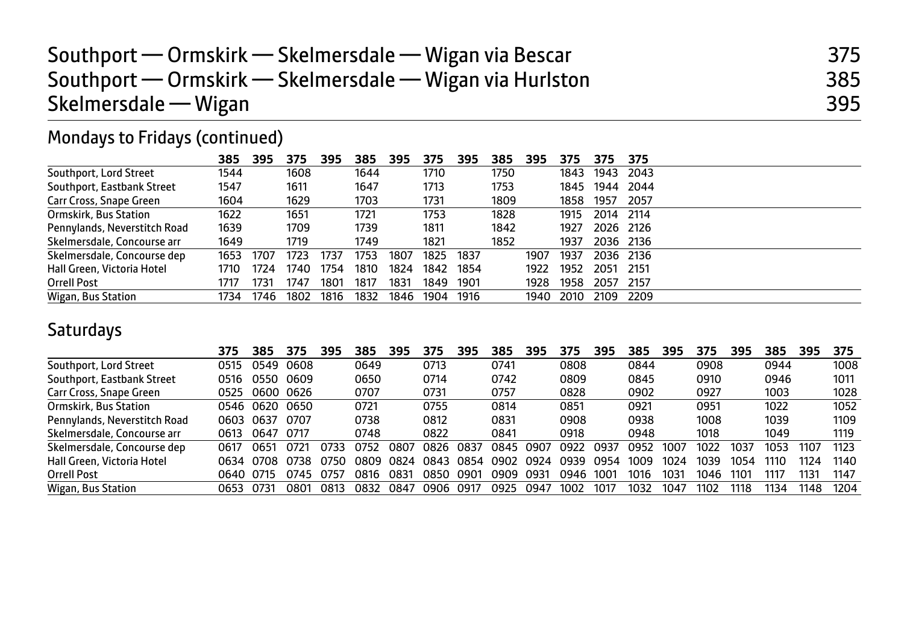# Southport — Ormskirk — Skelmersdale — Wigan via Bescar 375
# Southport — Ormskirk — Skelmersdale — Wigan via Hurlston 385
# Skelmersdale — Wigan 395

## Mondays to Fridays (continued)

| | 385 | 395 | 375 | 395 | 385 | 395 | 375 | 395 | 385 | 395 | 375 | 375 | 375 |
|---|---|---|---|---|---|---|---|---|---|---|---|---|---|
| Southport, Lord Street | 1544 | | 1608 | | 1644 | | 1710 | | 1750 | | 1843 | 1943 | 2043 |
| Southport, Eastbank Street | 1547 | | 1611 | | 1647 | | 1713 | | 1753 | | 1845 | 1944 | 2044 |
| Carr Cross, Snape Green | 1604 | | 1629 | | 1703 | | 1731 | | 1809 | | 1858 | 1957 | 2057 |
| Ormskirk, Bus Station | 1622 | | 1651 | | 1721 | | 1753 | | 1828 | | 1915 | 2014 | 2114 |
| Pennylands, Neverstitch Road | 1639 | | 1709 | | 1739 | | 1811 | | 1842 | | 1927 | 2026 | 2126 |
| Skelmersdale, Concourse arr | 1649 | | 1719 | | 1749 | | 1821 | | 1852 | | 1937 | 2036 | 2136 |
| Skelmersdale, Concourse dep | 1653 | 1707 | 1723 | 1737 | 1753 | 1807 | 1825 | 1837 | | 1907 | 1937 | 2036 | 2136 |
| Hall Green, Victoria Hotel | 1710 | 1724 | 1740 | 1754 | 1810 | 1824 | 1842 | 1854 | | 1922 | 1952 | 2051 | 2151 |
| Orrell Post | 1717 | 1731 | 1747 | 1801 | 1817 | 1831 | 1849 | 1901 | | 1928 | 1958 | 2057 | 2157 |
| Wigan, Bus Station | 1734 | 1746 | 1802 | 1816 | 1832 | 1846 | 1904 | 1916 | | 1940 | 2010 | 2109 | 2209 |

## Saturdays

| | 375 | 385 | 375 | 395 | 385 | 395 | 375 | 395 | 385 | 395 | 375 | 395 | 385 | 395 | 375 | 395 | 385 | 395 | 375 |
|---|---|---|---|---|---|---|---|---|---|---|---|---|---|---|---|---|---|---|---|
| Southport, Lord Street | 0515 | 0549 | 0608 | | 0649 | | 0713 | | 0741 | | 0808 | | 0844 | | 0908 | | 0944 | | 1008 |
| Southport, Eastbank Street | 0516 | 0550 | 0609 | | 0650 | | 0714 | | 0742 | | 0809 | | 0845 | | 0910 | | 0946 | | 1011 |
| Carr Cross, Snape Green | 0525 | 0600 | 0626 | | 0707 | | 0731 | | 0757 | | 0828 | | 0902 | | 0927 | | 1003 | | 1028 |
| Ormskirk, Bus Station | 0546 | 0620 | 0650 | | 0721 | | 0755 | | 0814 | | 0851 | | 0921 | | 0951 | | 1022 | | 1052 |
| Pennylands, Neverstitch Road | 0603 | 0637 | 0707 | | 0738 | | 0812 | | 0831 | | 0908 | | 0938 | | 1008 | | 1039 | | 1109 |
| Skelmersdale, Concourse arr | 0613 | 0647 | 0717 | | 0748 | | 0822 | | 0841 | | 0918 | | 0948 | | 1018 | | 1049 | | 1119 |
| Skelmersdale, Concourse dep | 0617 | 0651 | 0721 | 0733 | 0752 | 0807 | 0826 | 0837 | 0845 | 0907 | 0922 | 0937 | 0952 | 1007 | 1022 | 1037 | 1053 | 1107 | 1123 |
| Hall Green, Victoria Hotel | 0634 | 0708 | 0738 | 0750 | 0809 | 0824 | 0843 | 0854 | 0902 | 0924 | 0939 | 0954 | 1009 | 1024 | 1039 | 1054 | 1110 | 1124 | 1140 |
| Orrell Post | 0640 | 0715 | 0745 | 0757 | 0816 | 0831 | 0850 | 0901 | 0909 | 0931 | 0946 | 1001 | 1016 | 1031 | 1046 | 1101 | 1117 | 1131 | 1147 |
| Wigan, Bus Station | 0653 | 0731 | 0801 | 0813 | 0832 | 0847 | 0906 | 0917 | 0925 | 0947 | 1002 | 1017 | 1032 | 1047 | 1102 | 1118 | 1134 | 1148 | 1204 |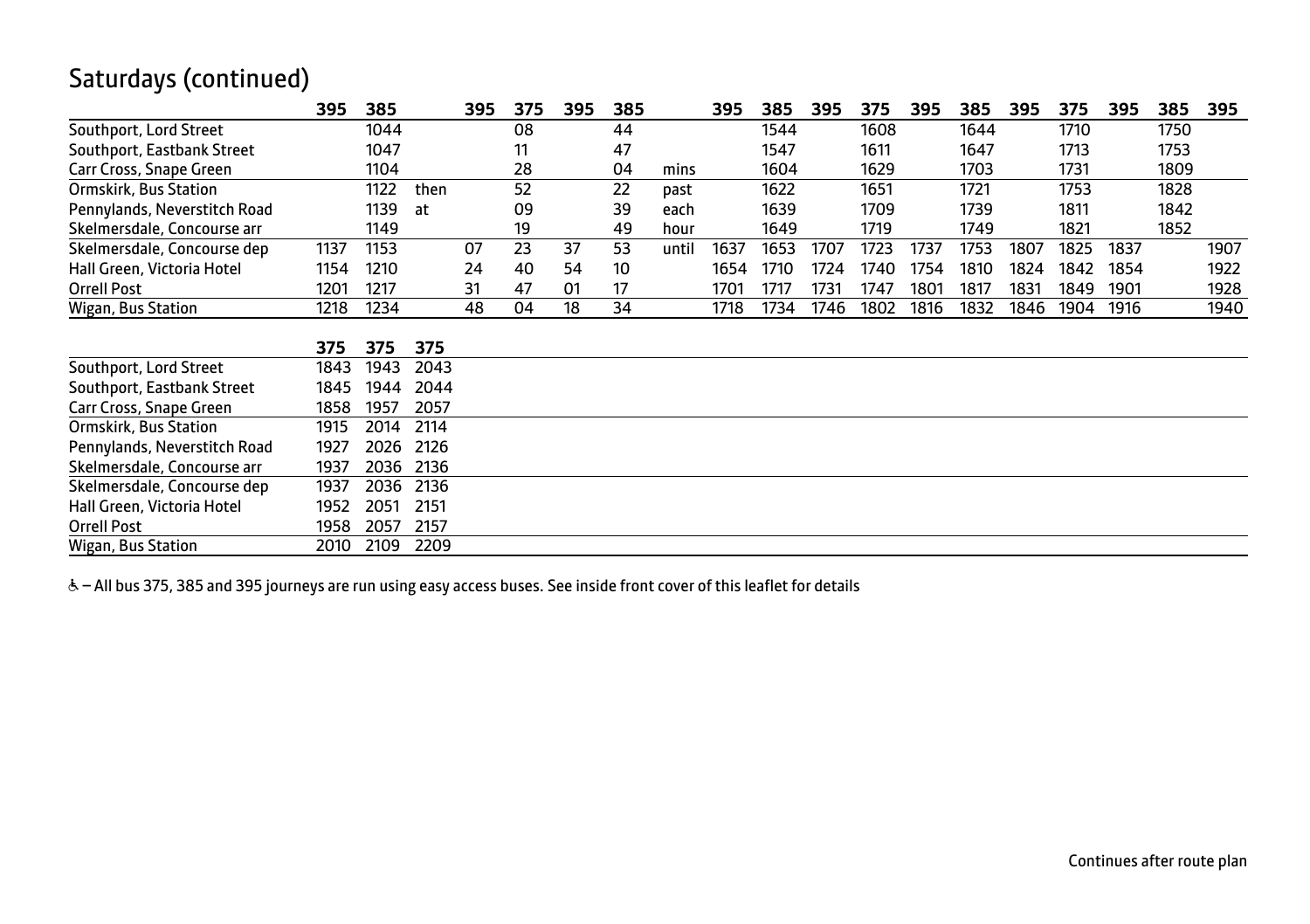## Saturdays (continued)

| | 395 | 385 | | 395 | 375 | 395 | 385 | | 395 | 385 | 395 | 375 | 395 | 385 | 395 | 375 | 395 | 385 | 395 |
|---|---|---|---|---|---|---|---|---|---|---|---|---|---|---|---|---|---|---|---|
| Southport, Lord Street | | 1044 | | | 08 | | 44 | | | 1544 | | 1608 | | 1644 | | 1710 | | 1750 | |
| Southport, Eastbank Street | | 1047 | | | 11 | | 47 | | | 1547 | | 1611 | | 1647 | | 1713 | | 1753 | |
| Carr Cross, Snape Green | | 1104 | | | 28 | | 04 | mins | | 1604 | | 1629 | | 1703 | | 1731 | | 1809 | |
| Ormskirk, Bus Station | | 1122 | then | | 52 | | 22 | past | | 1622 | | 1651 | | 1721 | | 1753 | | 1828 | |
| Pennylands, Neverstitch Road | | 1139 | at | | 09 | | 39 | each | | 1639 | | 1709 | | 1739 | | 1811 | | 1842 | |
| Skelmersdale, Concourse arr | | 1149 | | | 19 | | 49 | hour | | 1649 | | 1719 | | 1749 | | 1821 | | 1852 | |
| Skelmersdale, Concourse dep | 1137 | 1153 | | 07 | 23 | 37 | 53 | until | 1637 | 1653 | 1707 | 1723 | 1737 | 1753 | 1807 | 1825 | 1837 | | 1907 |
| Hall Green, Victoria Hotel | 1154 | 1210 | | 24 | 40 | 54 | 10 | | 1654 | 1710 | 1724 | 1740 | 1754 | 1810 | 1824 | 1842 | 1854 | | 1922 |
| Orrell Post | 1201 | 1217 | | 31 | 47 | 01 | 17 | | 1701 | 1717 | 1731 | 1747 | 1801 | 1817 | 1831 | 1849 | 1901 | | 1928 |
| Wigan, Bus Station | 1218 | 1234 | | 48 | 04 | 18 | 34 | | 1718 | 1734 | 1746 | 1802 | 1816 | 1832 | 1846 | 1904 | 1916 | | 1940 |

| | 375 | 375 | 375 |
|---|---|---|---|
| Southport, Lord Street | 1843 | 1943 | 2043 |
| Southport, Eastbank Street | 1845 | 1944 | 2044 |
| Carr Cross, Snape Green | 1858 | 1957 | 2057 |
| Ormskirk, Bus Station | 1915 | 2014 | 2114 |
| Pennylands, Neverstitch Road | 1927 | 2026 | 2126 |
| Skelmersdale, Concourse arr | 1937 | 2036 | 2136 |
| Skelmersdale, Concourse dep | 1937 | 2036 | 2136 |
| Hall Green, Victoria Hotel | 1952 | 2051 | 2151 |
| Orrell Post | 1958 | 2057 | 2157 |
| Wigan, Bus Station | 2010 | 2109 | 2209 |

♿ – All bus 375, 385 and 395 journeys are run using easy access buses. See inside front cover of this leaflet for details

Continues after route plan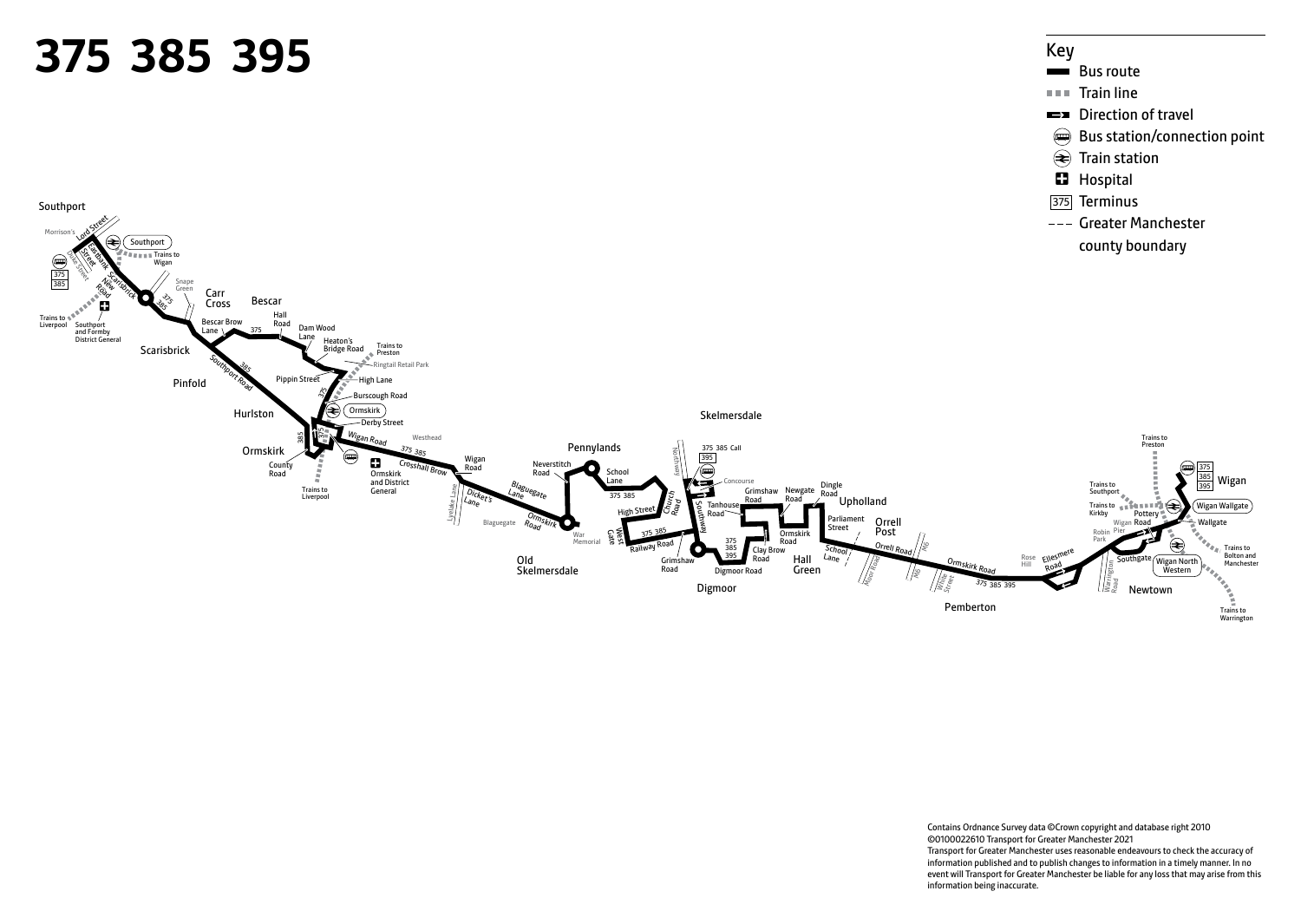# 375 385 395

## Key

- Bus route
- Train line
- Direction of travel
- Bus station/connection point
- Train station
- Hospital
- 375 Terminus
- Greater Manchester county boundary

Contains Ordnance Survey data ©Crown copyright and database right 2010 ©0100022610 Transport for Greater Manchester 2021
Transport for Greater Manchester uses reasonable endeavours to check the accuracy of information published and to publish changes to information in a timely manner. In no event will Transport for Greater Manchester be liable for any loss that may arise from this information being inaccurate.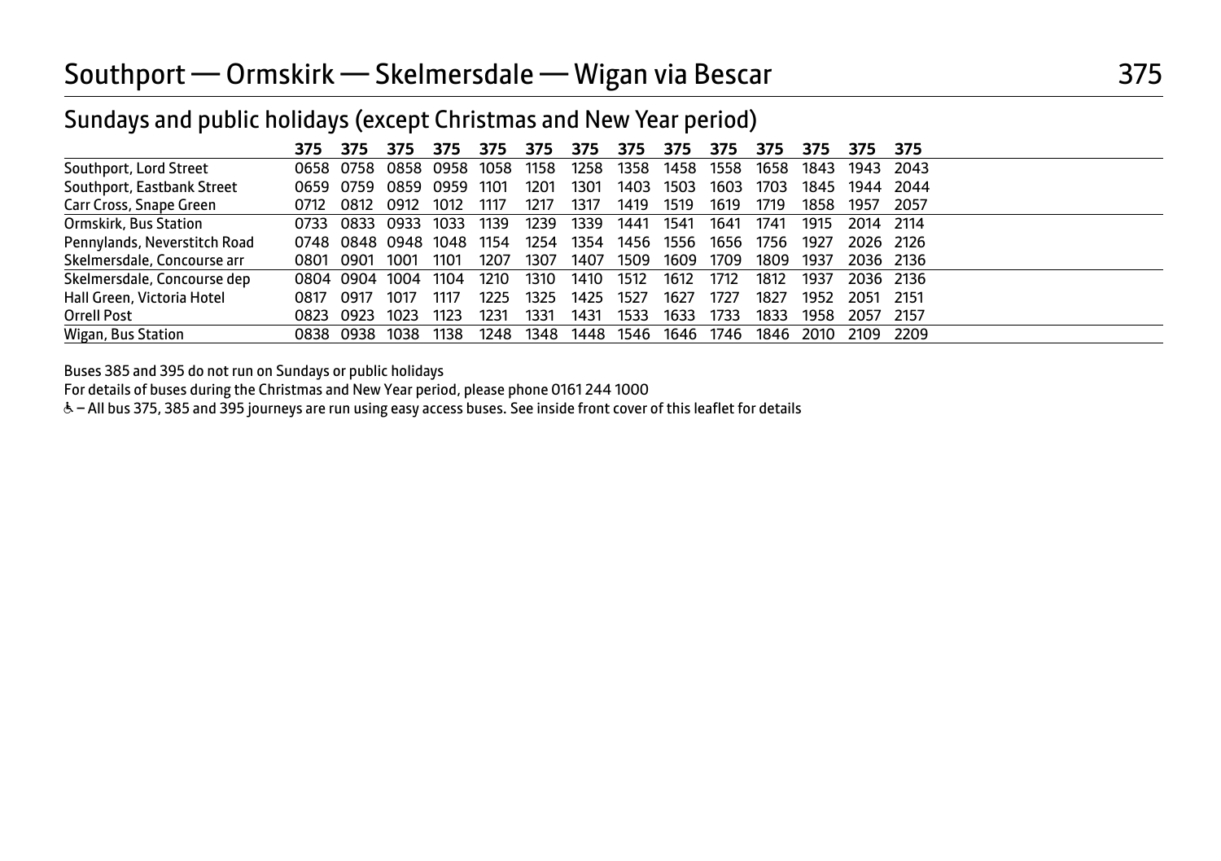# Southport — Ormskirk — Skelmersdale — Wigan via Bescar

## Sundays and public holidays (except Christmas and New Year period)

| | 375 | 375 | 375 | 375 | 375 | 375 | 375 | 375 | 375 | 375 | 375 | 375 | 375 | 375 |
|---|---|---|---|---|---|---|---|---|---|---|---|---|---|---|
| Southport, Lord Street | 0658 | 0758 | 0858 | 0958 | 1058 | 1158 | 1258 | 1358 | 1458 | 1558 | 1658 | 1843 | 1943 | 2043 |
| Southport, Eastbank Street | 0659 | 0759 | 0859 | 0959 | 1101 | 1201 | 1301 | 1403 | 1503 | 1603 | 1703 | 1845 | 1944 | 2044 |
| Carr Cross, Snape Green | 0712 | 0812 | 0912 | 1012 | 1117 | 1217 | 1317 | 1419 | 1519 | 1619 | 1719 | 1858 | 1957 | 2057 |
| Ormskirk, Bus Station | 0733 | 0833 | 0933 | 1033 | 1139 | 1239 | 1339 | 1441 | 1541 | 1641 | 1741 | 1915 | 2014 | 2114 |
| Pennylands, Neverstitch Road | 0748 | 0848 | 0948 | 1048 | 1154 | 1254 | 1354 | 1456 | 1556 | 1656 | 1756 | 1927 | 2026 | 2126 |
| Skelmersdale, Concourse arr | 0801 | 0901 | 1001 | 1101 | 1207 | 1307 | 1407 | 1509 | 1609 | 1709 | 1809 | 1937 | 2036 | 2136 |
| Skelmersdale, Concourse dep | 0804 | 0904 | 1004 | 1104 | 1210 | 1310 | 1410 | 1512 | 1612 | 1712 | 1812 | 1937 | 2036 | 2136 |
| Hall Green, Victoria Hotel | 0817 | 0917 | 1017 | 1117 | 1225 | 1325 | 1425 | 1527 | 1627 | 1727 | 1827 | 1952 | 2051 | 2151 |
| Orrell Post | 0823 | 0923 | 1023 | 1123 | 1231 | 1331 | 1431 | 1533 | 1633 | 1733 | 1833 | 1958 | 2057 | 2157 |
| Wigan, Bus Station | 0838 | 0938 | 1038 | 1138 | 1248 | 1348 | 1448 | 1546 | 1646 | 1746 | 1846 | 2010 | 2109 | 2209 |

Buses 385 and 395 do not run on Sundays or public holidays

For details of buses during the Christmas and New Year period, please phone 0161 244 1000

♿ – All bus 375, 385 and 395 journeys are run using easy access buses. See inside front cover of this leaflet for details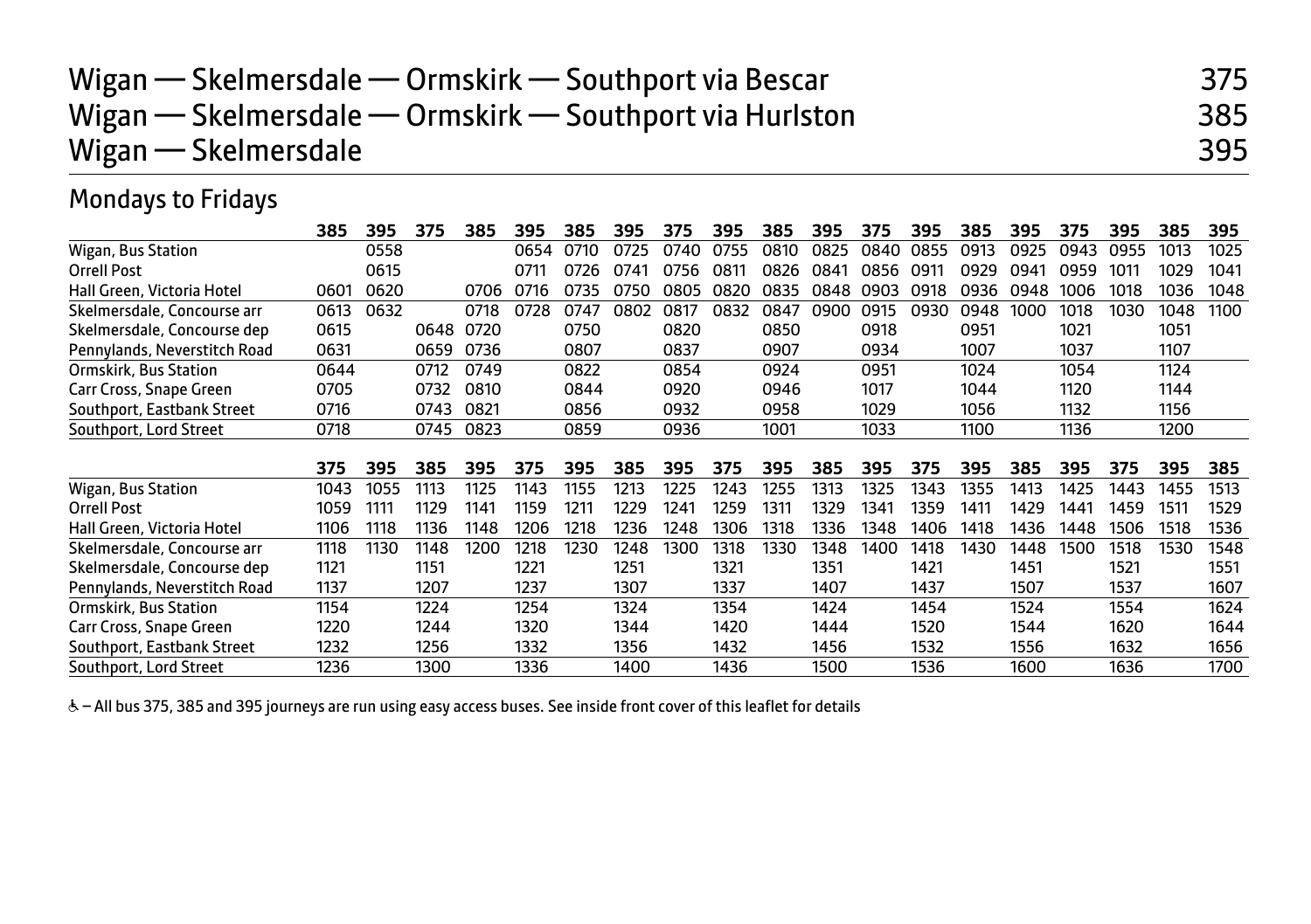# Wigan — Skelmersdale — Ormskirk — Southport via Bescar 375
# Wigan — Skelmersdale — Ormskirk — Southport via Hurlston 385
# Wigan — Skelmersdale 395

## Mondays to Fridays

| | 385 | 395 | 375 | 385 | 395 | 385 | 395 | 375 | 395 | 385 | 395 | 375 | 395 | 385 | 395 | 375 | 395 | 385 | 395 |
|---|---|---|---|---|---|---|---|---|---|---|---|---|---|---|---|---|---|---|---|
| Wigan, Bus Station | | 0558 | | | 0654 | 0710 | 0725 | 0740 | 0755 | 0810 | 0825 | 0840 | 0855 | 0913 | 0925 | 0943 | 0955 | 1013 | 1025 |
| Orrell Post | | 0615 | | | 0711 | 0726 | 0741 | 0756 | 0811 | 0826 | 0841 | 0856 | 0911 | 0929 | 0941 | 0959 | 1011 | 1029 | 1041 |
| Hall Green, Victoria Hotel | 0601 | 0620 | | 0706 | 0716 | 0735 | 0750 | 0805 | 0820 | 0835 | 0848 | 0903 | 0918 | 0936 | 0948 | 1006 | 1018 | 1036 | 1048 |
| Skelmersdale, Concourse arr | 0613 | 0632 | | 0718 | 0728 | 0747 | 0802 | 0817 | 0832 | 0847 | 0900 | 0915 | 0930 | 0948 | 1000 | 1018 | 1030 | 1048 | 1100 |
| Skelmersdale, Concourse dep | 0615 | | 0648 | 0720 | | 0750 | | 0820 | | 0850 | | 0918 | | 0951 | | 1021 | | 1051 | |
| Pennylands, Neverstitch Road | 0631 | | 0659 | 0736 | | 0807 | | 0837 | | 0907 | | 0934 | | 1007 | | 1037 | | 1107 | |
| Ormskirk, Bus Station | 0644 | | 0712 | 0749 | | 0822 | | 0854 | | 0924 | | 0951 | | 1024 | | 1054 | | 1124 | |
| Carr Cross, Snape Green | 0705 | | 0732 | 0810 | | 0844 | | 0920 | | 0946 | | 1017 | | 1044 | | 1120 | | 1144 | |
| Southport, Eastbank Street | 0716 | | 0743 | 0821 | | 0856 | | 0932 | | 0958 | | 1029 | | 1056 | | 1132 | | 1156 | |
| Southport, Lord Street | 0718 | | 0745 | 0823 | | 0859 | | 0936 | | 1001 | | 1033 | | 1100 | | 1136 | | 1200 | |

| | 375 | 395 | 385 | 395 | 375 | 395 | 385 | 395 | 375 | 395 | 385 | 395 | 375 | 395 | 385 | 395 | 375 | 395 | 385 |
|---|---|---|---|---|---|---|---|---|---|---|---|---|---|---|---|---|---|---|---|
| Wigan, Bus Station | 1043 | 1055 | 1113 | 1125 | 1143 | 1155 | 1213 | 1225 | 1243 | 1255 | 1313 | 1325 | 1343 | 1355 | 1413 | 1425 | 1443 | 1455 | 1513 |
| Orrell Post | 1059 | 1111 | 1129 | 1141 | 1159 | 1211 | 1229 | 1241 | 1259 | 1311 | 1329 | 1341 | 1359 | 1411 | 1429 | 1441 | 1459 | 1511 | 1529 |
| Hall Green, Victoria Hotel | 1106 | 1118 | 1136 | 1148 | 1206 | 1218 | 1236 | 1248 | 1306 | 1318 | 1336 | 1348 | 1406 | 1418 | 1436 | 1448 | 1506 | 1518 | 1536 |
| Skelmersdale, Concourse arr | 1118 | 1130 | 1148 | 1200 | 1218 | 1230 | 1248 | 1300 | 1318 | 1330 | 1348 | 1400 | 1418 | 1430 | 1448 | 1500 | 1518 | 1530 | 1548 |
| Skelmersdale, Concourse dep | 1121 | | 1151 | | 1221 | | 1251 | | 1321 | | 1351 | | 1421 | | 1451 | | 1521 | | 1551 |
| Pennylands, Neverstitch Road | 1137 | | 1207 | | 1237 | | 1307 | | 1337 | | 1407 | | 1437 | | 1507 | | 1537 | | 1607 |
| Ormskirk, Bus Station | 1154 | | 1224 | | 1254 | | 1324 | | 1354 | | 1424 | | 1454 | | 1524 | | 1554 | | 1624 |
| Carr Cross, Snape Green | 1220 | | 1244 | | 1320 | | 1344 | | 1420 | | 1444 | | 1520 | | 1544 | | 1620 | | 1644 |
| Southport, Eastbank Street | 1232 | | 1256 | | 1332 | | 1356 | | 1432 | | 1456 | | 1532 | | 1556 | | 1632 | | 1656 |
| Southport, Lord Street | 1236 | | 1300 | | 1336 | | 1400 | | 1436 | | 1500 | | 1536 | | 1600 | | 1636 | | 1700 |

♿ – All bus 375, 385 and 395 journeys are run using easy access buses. See inside front cover of this leaflet for details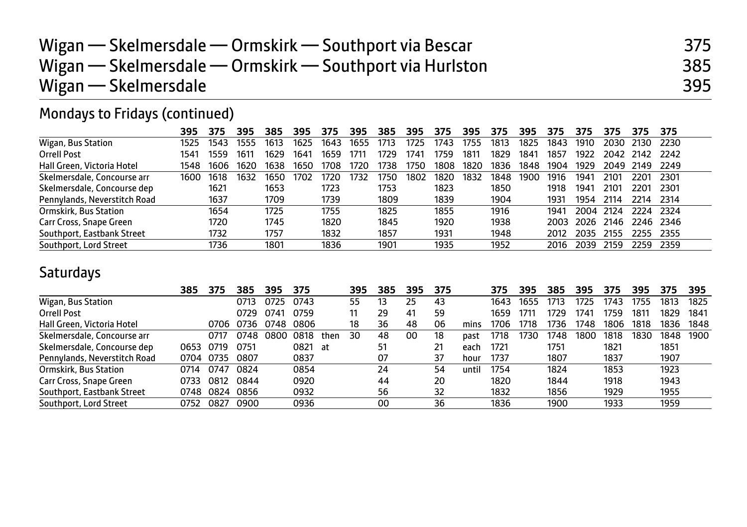# Wigan — Skelmersdale — Ormskirk — Southport via Bescar 375
# Wigan — Skelmersdale — Ormskirk — Southport via Hurlston 385
# Wigan — Skelmersdale 395

## Mondays to Fridays (continued)

| | 395 | 375 | 395 | 385 | 395 | 375 | 395 | 385 | 395 | 375 | 395 | 375 | 395 | 375 | 375 | 375 | 375 | 375 |
|---|---|---|---|---|---|---|---|---|---|---|---|---|---|---|---|---|---|---|
| Wigan, Bus Station | 1525 | 1543 | 1555 | 1613 | 1625 | 1643 | 1655 | 1713 | 1725 | 1743 | 1755 | 1813 | 1825 | 1843 | 1910 | 2030 | 2130 | 2230 |
| Orrell Post | 1541 | 1559 | 1611 | 1629 | 1641 | 1659 | 1711 | 1729 | 1741 | 1759 | 1811 | 1829 | 1841 | 1857 | 1922 | 2042 | 2142 | 2242 |
| Hall Green, Victoria Hotel | 1548 | 1606 | 1620 | 1638 | 1650 | 1708 | 1720 | 1738 | 1750 | 1808 | 1820 | 1836 | 1848 | 1904 | 1929 | 2049 | 2149 | 2249 |
| Skelmersdale, Concourse arr | 1600 | 1618 | 1632 | 1650 | 1702 | 1720 | 1732 | 1750 | 1802 | 1820 | 1832 | 1848 | 1900 | 1916 | 1941 | 2101 | 2201 | 2301 |
| Skelmersdale, Concourse dep | | 1621 | | 1653 | | 1723 | | 1753 | | 1823 | | 1850 | | 1918 | 1941 | 2101 | 2201 | 2301 |
| Pennylands, Neverstitch Road | | 1637 | | 1709 | | 1739 | | 1809 | | 1839 | | 1904 | | 1931 | 1954 | 2114 | 2214 | 2314 |
| Ormskirk, Bus Station | | 1654 | | 1725 | | 1755 | | 1825 | | 1855 | | 1916 | | 1941 | 2004 | 2124 | 2224 | 2324 |
| Carr Cross, Snape Green | | 1720 | | 1745 | | 1820 | | 1845 | | 1920 | | 1938 | | 2003 | 2026 | 2146 | 2246 | 2346 |
| Southport, Eastbank Street | | 1732 | | 1757 | | 1832 | | 1857 | | 1931 | | 1948 | | 2012 | 2035 | 2155 | 2255 | 2355 |
| Southport, Lord Street | | 1736 | | 1801 | | 1836 | | 1901 | | 1935 | | 1952 | | 2016 | 2039 | 2159 | 2259 | 2359 |

## Saturdays

| | 385 | 375 | 385 | 395 | 375 | | 395 | 385 | 395 | 375 | | 375 | 395 | 385 | 395 | 375 | 395 | 375 | 395 |
|---|---|---|---|---|---|---|---|---|---|---|---|---|---|---|---|---|---|---|---|
| Wigan, Bus Station | | | 0713 | 0725 | 0743 | | 55 | 13 | 25 | 43 | | 1643 | 1655 | 1713 | 1725 | 1743 | 1755 | 1813 | 1825 |
| Orrell Post | | | 0729 | 0741 | 0759 | | 11 | 29 | 41 | 59 | | 1659 | 1711 | 1729 | 1741 | 1759 | 1811 | 1829 | 1841 |
| Hall Green, Victoria Hotel | | 0706 | 0736 | 0748 | 0806 | | 18 | 36 | 48 | 06 | mins | 1706 | 1718 | 1736 | 1748 | 1806 | 1818 | 1836 | 1848 |
| Skelmersdale, Concourse arr | | 0717 | 0748 | 0800 | 0818 | then | 30 | 48 | 00 | 18 | past | 1718 | 1730 | 1748 | 1800 | 1818 | 1830 | 1848 | 1900 |
| Skelmersdale, Concourse dep | 0653 | 0719 | 0751 | | 0821 | at | | 51 | | 21 | each | 1721 | | 1751 | | 1821 | | 1851 | |
| Pennylands, Neverstitch Road | 0704 | 0735 | 0807 | | 0837 | | | 07 | | 37 | hour | 1737 | | 1807 | | 1837 | | 1907 | |
| Ormskirk, Bus Station | 0714 | 0747 | 0824 | | 0854 | | | 24 | | 54 | until | 1754 | | 1824 | | 1853 | | 1923 | |
| Carr Cross, Snape Green | 0733 | 0812 | 0844 | | 0920 | | | 44 | | 20 | | 1820 | | 1844 | | 1918 | | 1943 | |
| Southport, Eastbank Street | 0748 | 0824 | 0856 | | 0932 | | | 56 | | 32 | | 1832 | | 1856 | | 1929 | | 1955 | |
| Southport, Lord Street | 0752 | 0827 | 0900 | | 0936 | | | 00 | | 36 | | 1836 | | 1900 | | 1933 | | 1959 | |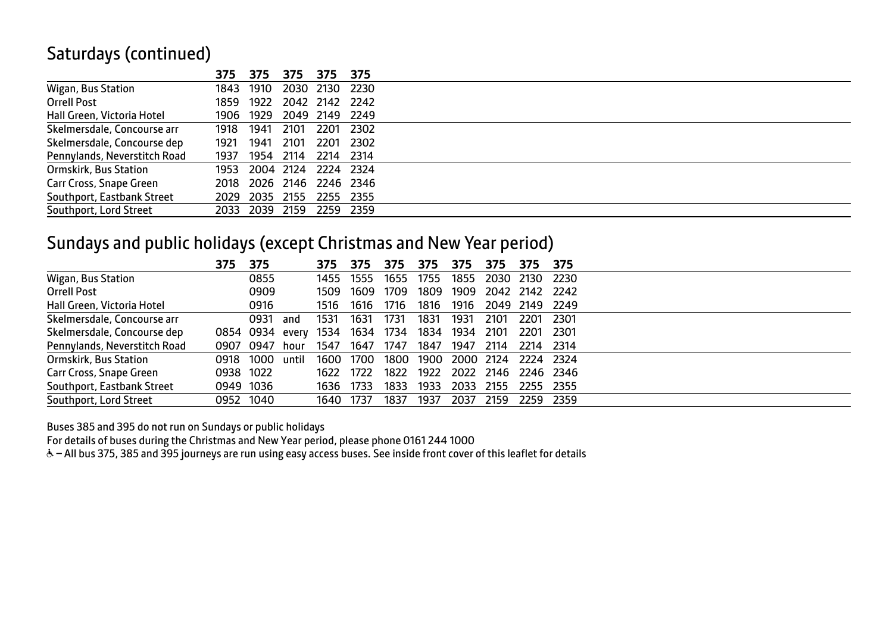## Saturdays (continued)

| | 375 | 375 | 375 | 375 | 375 |
|---|---|---|---|---|---|
| Wigan, Bus Station | 1843 | 1910 | 2030 | 2130 | 2230 |
| Orrell Post | 1859 | 1922 | 2042 | 2142 | 2242 |
| Hall Green, Victoria Hotel | 1906 | 1929 | 2049 | 2149 | 2249 |
| Skelmersdale, Concourse arr | 1918 | 1941 | 2101 | 2201 | 2302 |
| Skelmersdale, Concourse dep | 1921 | 1941 | 2101 | 2201 | 2302 |
| Pennylands, Neverstitch Road | 1937 | 1954 | 2114 | 2214 | 2314 |
| Ormskirk, Bus Station | 1953 | 2004 | 2124 | 2224 | 2324 |
| Carr Cross, Snape Green | 2018 | 2026 | 2146 | 2246 | 2346 |
| Southport, Eastbank Street | 2029 | 2035 | 2155 | 2255 | 2355 |
| Southport, Lord Street | 2033 | 2039 | 2159 | 2259 | 2359 |

## Sundays and public holidays (except Christmas and New Year period)

| | 375 | 375 | | 375 | 375 | 375 | 375 | 375 | 375 | 375 | 375 |
|---|---|---|---|---|---|---|---|---|---|---|---|
| Wigan, Bus Station | | 0855 | | 1455 | 1555 | 1655 | 1755 | 1855 | 2030 | 2130 | 2230 |
| Orrell Post | | 0909 | | 1509 | 1609 | 1709 | 1809 | 1909 | 2042 | 2142 | 2242 |
| Hall Green, Victoria Hotel | | 0916 | | 1516 | 1616 | 1716 | 1816 | 1916 | 2049 | 2149 | 2249 |
| Skelmersdale, Concourse arr | | 0931 | and | 1531 | 1631 | 1731 | 1831 | 1931 | 2101 | 2201 | 2301 |
| Skelmersdale, Concourse dep | 0854 | 0934 | every | 1534 | 1634 | 1734 | 1834 | 1934 | 2101 | 2201 | 2301 |
| Pennylands, Neverstitch Road | 0907 | 0947 | hour | 1547 | 1647 | 1747 | 1847 | 1947 | 2114 | 2214 | 2314 |
| Ormskirk, Bus Station | 0918 | 1000 | until | 1600 | 1700 | 1800 | 1900 | 2000 | 2124 | 2224 | 2324 |
| Carr Cross, Snape Green | 0938 | 1022 | | 1622 | 1722 | 1822 | 1922 | 2022 | 2146 | 2246 | 2346 |
| Southport, Eastbank Street | 0949 | 1036 | | 1636 | 1733 | 1833 | 1933 | 2033 | 2155 | 2255 | 2355 |
| Southport, Lord Street | 0952 | 1040 | | 1640 | 1737 | 1837 | 1937 | 2037 | 2159 | 2259 | 2359 |

Buses 385 and 395 do not run on Sundays or public holidays

For details of buses during the Christmas and New Year period, please phone 0161 244 1000

♿ – All bus 375, 385 and 395 journeys are run using easy access buses. See inside front cover of this leaflet for details